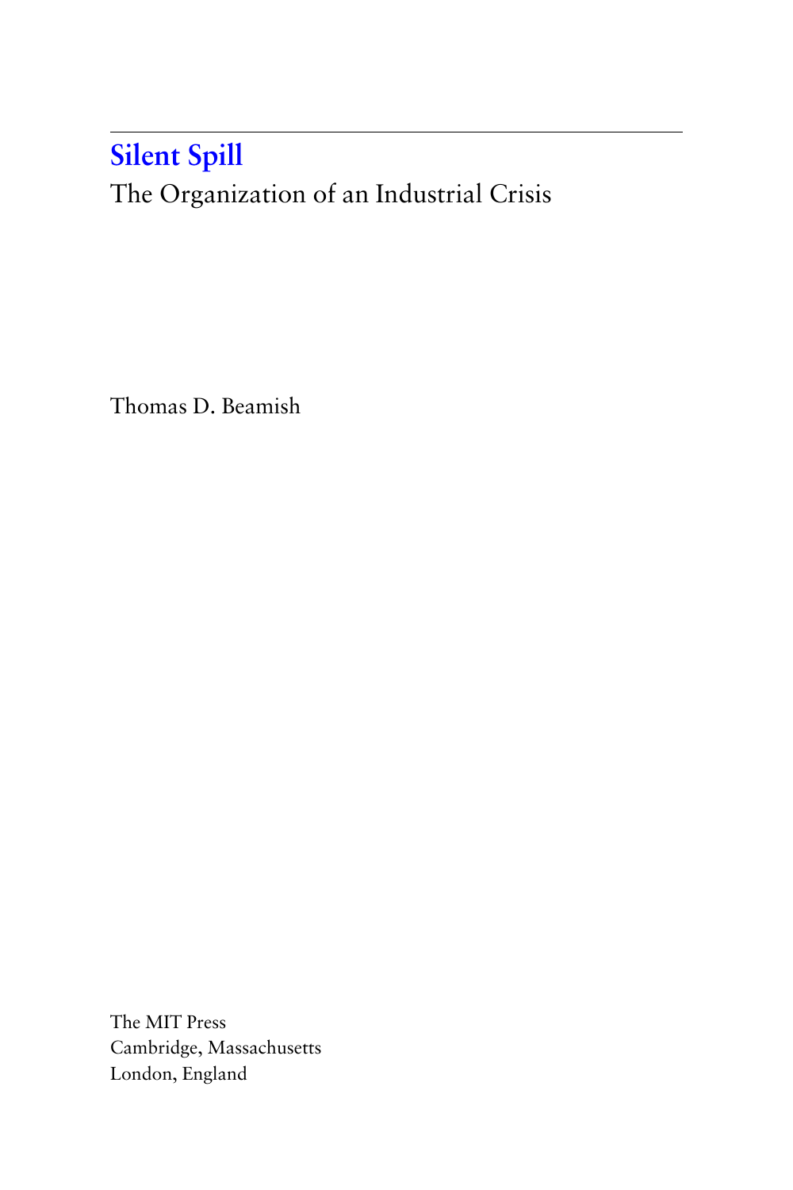# Silent Spill

## The Organization of an Industrial Crisis

Thomas D. Beamish

The MIT Press
Cambridge, Massachusetts
London, England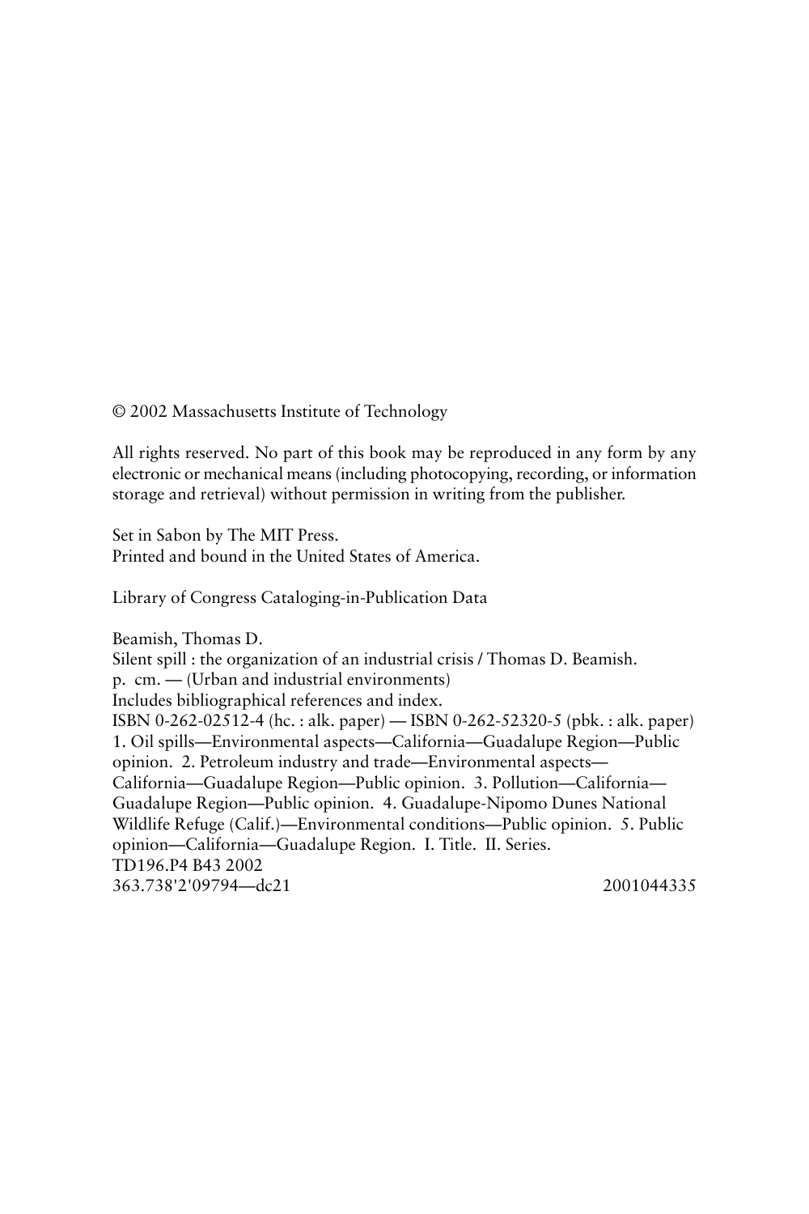© 2002 Massachusetts Institute of Technology

All rights reserved. No part of this book may be reproduced in any form by any electronic or mechanical means (including photocopying, recording, or information storage and retrieval) without permission in writing from the publisher.

Set in Sabon by The MIT Press.
Printed and bound in the United States of America.

Library of Congress Cataloging-in-Publication Data

Beamish, Thomas D.
Silent spill : the organization of an industrial crisis / Thomas D. Beamish.
p. cm. — (Urban and industrial environments)
Includes bibliographical references and index.
ISBN 0-262-02512-4 (hc. : alk. paper) — ISBN 0-262-52320-5 (pbk. : alk. paper)
1. Oil spills—Environmental aspects—California—Guadalupe Region—Public opinion. 2. Petroleum industry and trade—Environmental aspects—California—Guadalupe Region—Public opinion. 3. Pollution—California—Guadalupe Region—Public opinion. 4. Guadalupe-Nipomo Dunes National Wildlife Refuge (Calif.)—Environmental conditions—Public opinion. 5. Public opinion—California—Guadalupe Region. I. Title. II. Series.
TD196.P4 B43 2002
363.738'2'09794—dc21 2001044335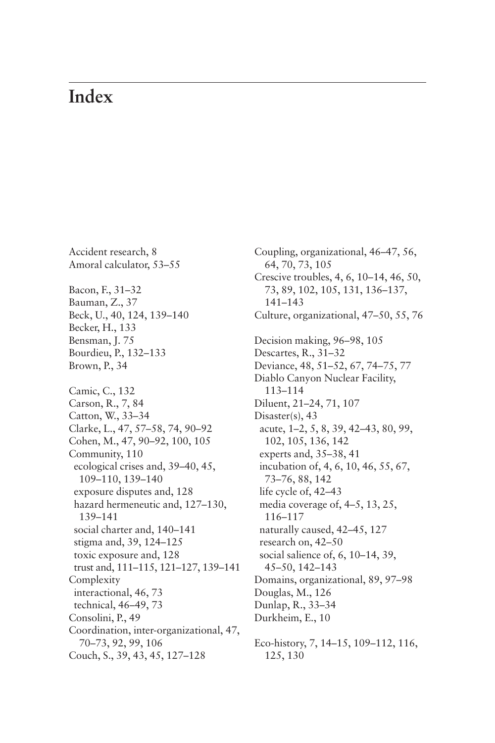# Index

Accident research, 8
Amoral calculator, 53–55

Bacon, F., 31–32
Bauman, Z., 37
Beck, U., 40, 124, 139–140
Becker, H., 133
Bensman, J. 75
Bourdieu, P., 132–133
Brown, P., 34

Camic, C., 132
Carson, R., 7, 84
Catton, W., 33–34
Clarke, L., 47, 57–58, 74, 90–92
Cohen, M., 47, 90–92, 100, 105
Community, 110
  ecological crises and, 39–40, 45, 109–110, 139–140
  exposure disputes and, 128
  hazard hermeneutic and, 127–130, 139–141
  social charter and, 140–141
  stigma and, 39, 124–125
  toxic exposure and, 128
  trust and, 111–115, 121–127, 139–141
Complexity
  interactional, 46, 73
  technical, 46–49, 73
Consolini, P., 49
Coordination, inter-organizational, 47, 70–73, 92, 99, 106
Couch, S., 39, 43, 45, 127–128
Coupling, organizational, 46–47, 56, 64, 70, 73, 105
Crescive troubles, 4, 6, 10–14, 46, 50, 73, 89, 102, 105, 131, 136–137, 141–143
Culture, organizational, 47–50, 55, 76

Decision making, 96–98, 105
Descartes, R., 31–32
Deviance, 48, 51–52, 67, 74–75, 77
Diablo Canyon Nuclear Facility, 113–114
Diluent, 21–24, 71, 107
Disaster(s), 43
  acute, 1–2, 5, 8, 39, 42–43, 80, 99, 102, 105, 136, 142
  experts and, 35–38, 41
  incubation of, 4, 6, 10, 46, 55, 67, 73–76, 88, 142
  life cycle of, 42–43
  media coverage of, 4–5, 13, 25, 116–117
  naturally caused, 42–45, 127
  research on, 42–50
  social salience of, 6, 10–14, 39, 45–50, 142–143
Domains, organizational, 89, 97–98
Douglas, M., 126
Dunlap, R., 33–34
Durkheim, E., 10

Eco-history, 7, 14–15, 109–112, 116, 125, 130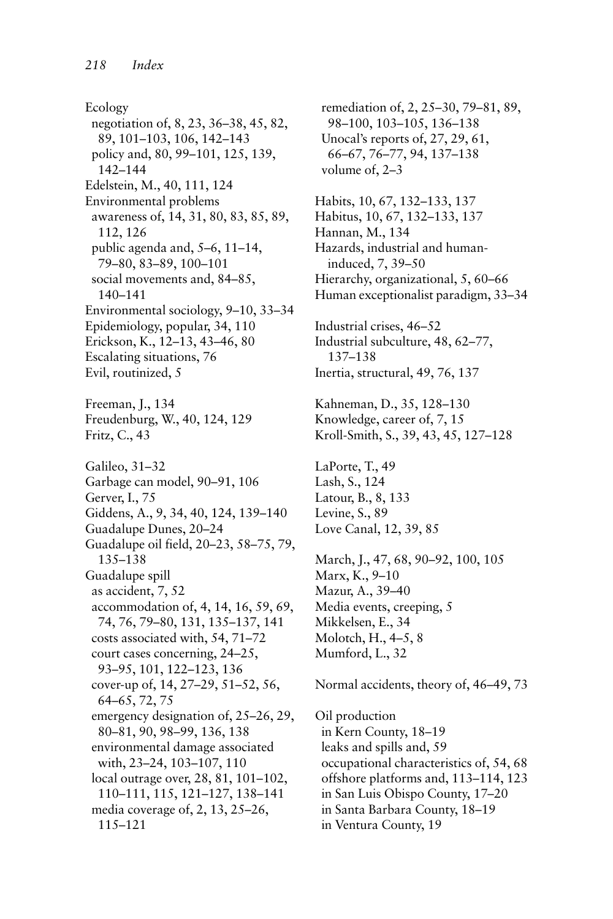Ecology
  negotiation of, 8, 23, 36–38, 45, 82, 89, 101–103, 106, 142–143
  policy and, 80, 99–101, 125, 139, 142–144
Edelstein, M., 40, 111, 124
Environmental problems
  awareness of, 14, 31, 80, 83, 85, 89, 112, 126
  public agenda and, 5–6, 11–14, 79–80, 83–89, 100–101
  social movements and, 84–85, 140–141
Environmental sociology, 9–10, 33–34
Epidemiology, popular, 34, 110
Erickson, K., 12–13, 43–46, 80
Escalating situations, 76
Evil, routinized, 5

Freeman, J., 134
Freudenburg, W., 40, 124, 129
Fritz, C., 43

Galileo, 31–32
Garbage can model, 90–91, 106
Gerver, I., 75
Giddens, A., 9, 34, 40, 124, 139–140
Guadalupe Dunes, 20–24
Guadalupe oil field, 20–23, 58–75, 79, 135–138
Guadalupe spill
  as accident, 7, 52
  accommodation of, 4, 14, 16, 59, 69, 74, 76, 79–80, 131, 135–137, 141
  costs associated with, 54, 71–72
  court cases concerning, 24–25, 93–95, 101, 122–123, 136
  cover-up of, 14, 27–29, 51–52, 56, 64–65, 72, 75
  emergency designation of, 25–26, 29, 80–81, 90, 98–99, 136, 138
  environmental damage associated with, 23–24, 103–107, 110
  local outrage over, 28, 81, 101–102, 110–111, 115, 121–127, 138–141
  media coverage of, 2, 13, 25–26, 115–121
  remediation of, 2, 25–30, 79–81, 89, 98–100, 103–105, 136–138
  Unocal's reports of, 27, 29, 61, 66–67, 76–77, 94, 137–138
  volume of, 2–3

Habits, 10, 67, 132–133, 137
Habitus, 10, 67, 132–133, 137
Hannan, M., 134
Hazards, industrial and human-induced, 7, 39–50
Hierarchy, organizational, 5, 60–66
Human exceptionalist paradigm, 33–34

Industrial crises, 46–52
Industrial subculture, 48, 62–77, 137–138
Inertia, structural, 49, 76, 137

Kahneman, D., 35, 128–130
Knowledge, career of, 7, 15
Kroll-Smith, S., 39, 43, 45, 127–128

LaPorte, T., 49
Lash, S., 124
Latour, B., 8, 133
Levine, S., 89
Love Canal, 12, 39, 85

March, J., 47, 68, 90–92, 100, 105
Marx, K., 9–10
Mazur, A., 39–40
Media events, creeping, 5
Mikkelsen, E., 34
Molotch, H., 4–5, 8
Mumford, L., 32

Normal accidents, theory of, 46–49, 73

Oil production
  in Kern County, 18–19
  leaks and spills and, 59
  occupational characteristics of, 54, 68
  offshore platforms and, 113–114, 123
  in San Luis Obispo County, 17–20
  in Santa Barbara County, 18–19
  in Ventura County, 19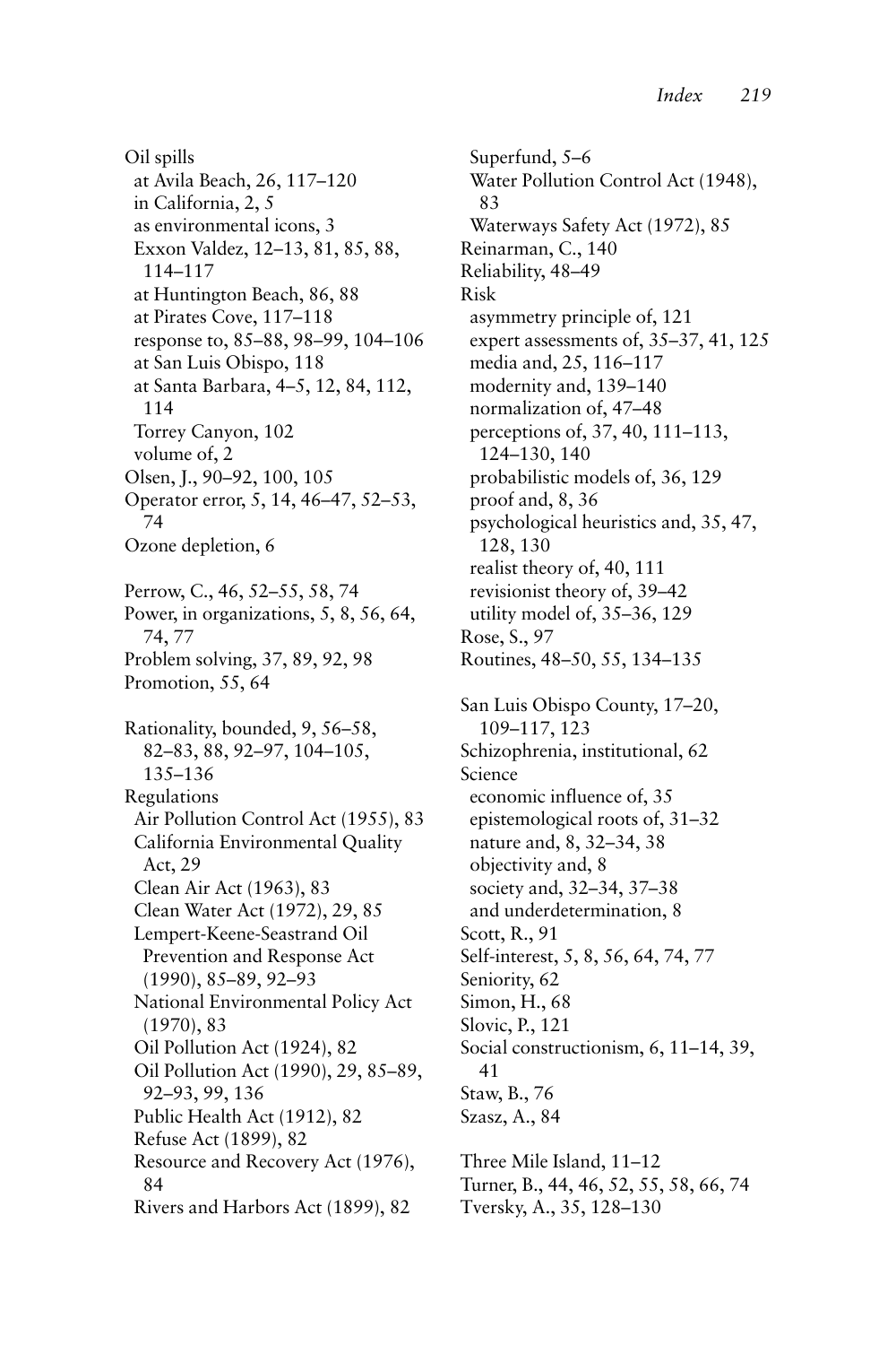Oil spills
- at Avila Beach, 26, 117–120
- in California, 2, 5
- as environmental icons, 3
- Exxon Valdez, 12–13, 81, 85, 88, 114–117
- at Huntington Beach, 86, 88
- at Pirates Cove, 117–118
- response to, 85–88, 98–99, 104–106
- at San Luis Obispo, 118
- at Santa Barbara, 4–5, 12, 84, 112, 114
- Torrey Canyon, 102
- volume of, 2

Olsen, J., 90–92, 100, 105

Operator error, 5, 14, 46–47, 52–53, 74

Ozone depletion, 6

Perrow, C., 46, 52–55, 58, 74

Power, in organizations, 5, 8, 56, 64, 74, 77

Problem solving, 37, 89, 92, 98

Promotion, 55, 64

Rationality, bounded, 9, 56–58, 82–83, 88, 92–97, 104–105, 135–136

Regulations
- Air Pollution Control Act (1955), 83
- California Environmental Quality Act, 29
- Clean Air Act (1963), 83
- Clean Water Act (1972), 29, 85
- Lempert-Keene-Seastrand Oil Prevention and Response Act (1990), 85–89, 92–93
- National Environmental Policy Act (1970), 83
- Oil Pollution Act (1924), 82
- Oil Pollution Act (1990), 29, 85–89, 92–93, 99, 136
- Public Health Act (1912), 82
- Refuse Act (1899), 82
- Resource and Recovery Act (1976), 84
- Rivers and Harbors Act (1899), 82
- Superfund, 5–6
- Water Pollution Control Act (1948), 83
- Waterways Safety Act (1972), 85

Reinarman, C., 140

Reliability, 48–49

Risk
- asymmetry principle of, 121
- expert assessments of, 35–37, 41, 125
- media and, 25, 116–117
- modernity and, 139–140
- normalization of, 47–48
- perceptions of, 37, 40, 111–113, 124–130, 140
- probabilistic models of, 36, 129
- proof and, 8, 36
- psychological heuristics and, 35, 47, 128, 130
- realist theory of, 40, 111
- revisionist theory of, 39–42
- utility model of, 35–36, 129

Rose, S., 97

Routines, 48–50, 55, 134–135

San Luis Obispo County, 17–20, 109–117, 123

Schizophrenia, institutional, 62

Science
- economic influence of, 35
- epistemological roots of, 31–32
- nature and, 8, 32–34, 38
- objectivity and, 8
- society and, 32–34, 37–38
- and underdetermination, 8

Scott, R., 91

Self-interest, 5, 8, 56, 64, 74, 77

Seniority, 62

Simon, H., 68

Slovic, P., 121

Social constructionism, 6, 11–14, 39, 41

Staw, B., 76

Szasz, A., 84

Three Mile Island, 11–12

Turner, B., 44, 46, 52, 55, 58, 66, 74

Tversky, A., 35, 128–130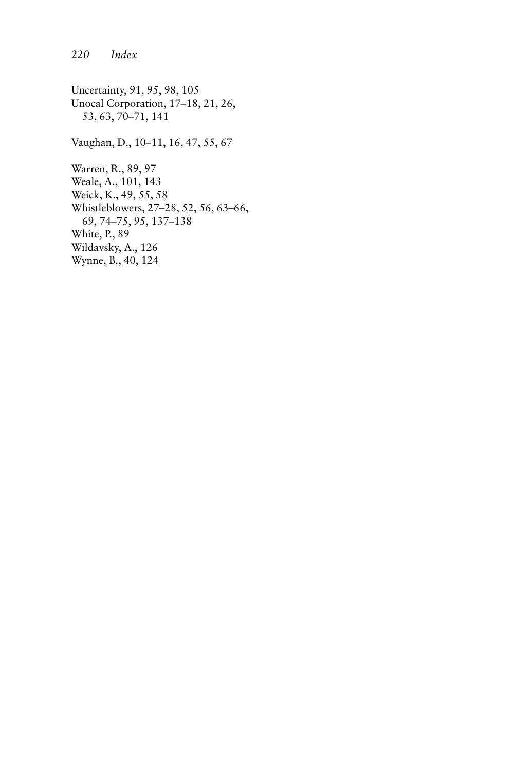Uncertainty, 91, 95, 98, 105
Unocal Corporation, 17–18, 21, 26, 53, 63, 70–71, 141

Vaughan, D., 10–11, 16, 47, 55, 67

Warren, R., 89, 97
Weale, A., 101, 143
Weick, K., 49, 55, 58
Whistleblowers, 27–28, 52, 56, 63–66, 69, 74–75, 95, 137–138
White, P., 89
Wildavsky, A., 126
Wynne, B., 40, 124